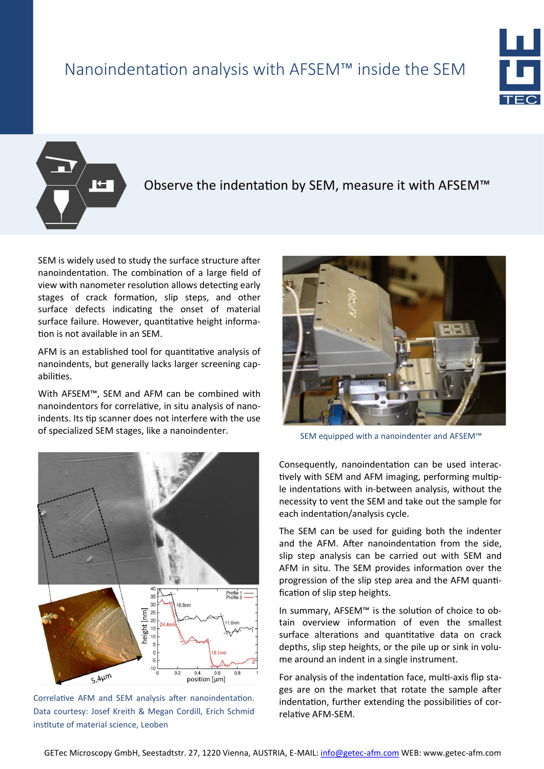# Nanoindentation analysis with AFSEM™ inside the SEM

## Observe the indentation by SEM, measure it with AFSEM™

SEM is widely used to study the surface structure after nanoindentation. The combination of a large field of view with nanometer resolution allows detecting early stages of crack formation, slip steps, and other surface defects indicating the onset of material surface failure. However, quantitative height information is not available in an SEM.

AFM is an established tool for quantitative analysis of nanoindents, but generally lacks larger screening capabilities.

With AFSEM™, SEM and AFM can be combined with nanoindentors for correlative, in situ analysis of nanoindents. Its tip scanner does not interfere with the use of specialized SEM stages, like a nanoindenter.

SEM equipped with a nanoindenter and AFSEM™

Correlative AFM and SEM analysis after nanoindentation. Data courtesy: Josef Kreith & Megan Cordill, Erich Schmid institute of material science, Leoben

Consequently, nanoindentation can be used interactively with SEM and AFM imaging, performing multiple indentations with in-between analysis, without the necessity to vent the SEM and take out the sample for each indentation/analysis cycle.

The SEM can be used for guiding both the indenter and the AFM. After nanoindentation from the side, slip step analysis can be carried out with SEM and AFM in situ. The SEM provides information over the progression of the slip step area and the AFM quantification of slip step heights.

In summary, AFSEM™ is the solution of choice to obtain overview information of even the smallest surface alterations and quantitative data on crack depths, slip step heights, or the pile up or sink in volume around an indent in a single instrument.

For analysis of the indentation face, multi-axis flip stages are on the market that rotate the sample after indentation, further extending the possibilities of correlative AFM-SEM.

GETec Microscopy GmbH, Seestadtstr. 27, 1220 Vienna, AUSTRIA, E-MAIL: info@getec-afm.com WEB: www.getec-afm.com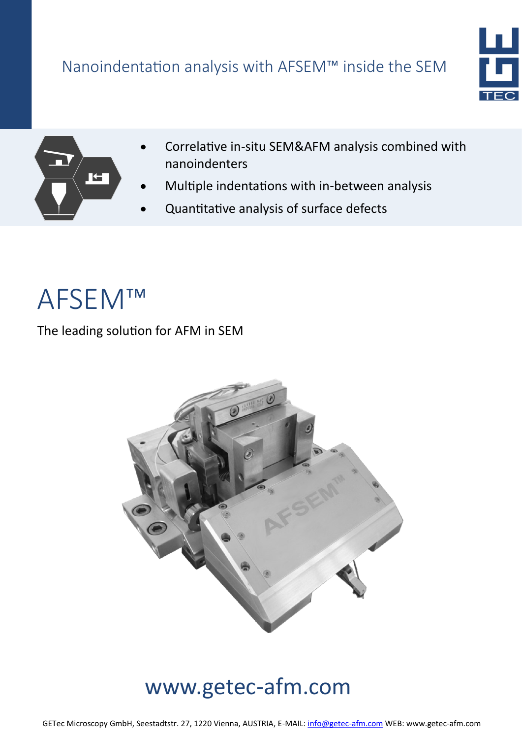# Nanoindentation analysis with AFSEM™ inside the SEM

- Correlative in-situ SEM&AFM analysis combined with nanoindenters
- Multiple indentations with in-between analysis
- Quantitative analysis of surface defects

## AFSEM™

The leading solution for AFM in SEM

www.getec-afm.com

GETec Microscopy GmbH, Seestadtstr. 27, 1220 Vienna, AUSTRIA, E-MAIL: info@getec-afm.com WEB: www.getec-afm.com